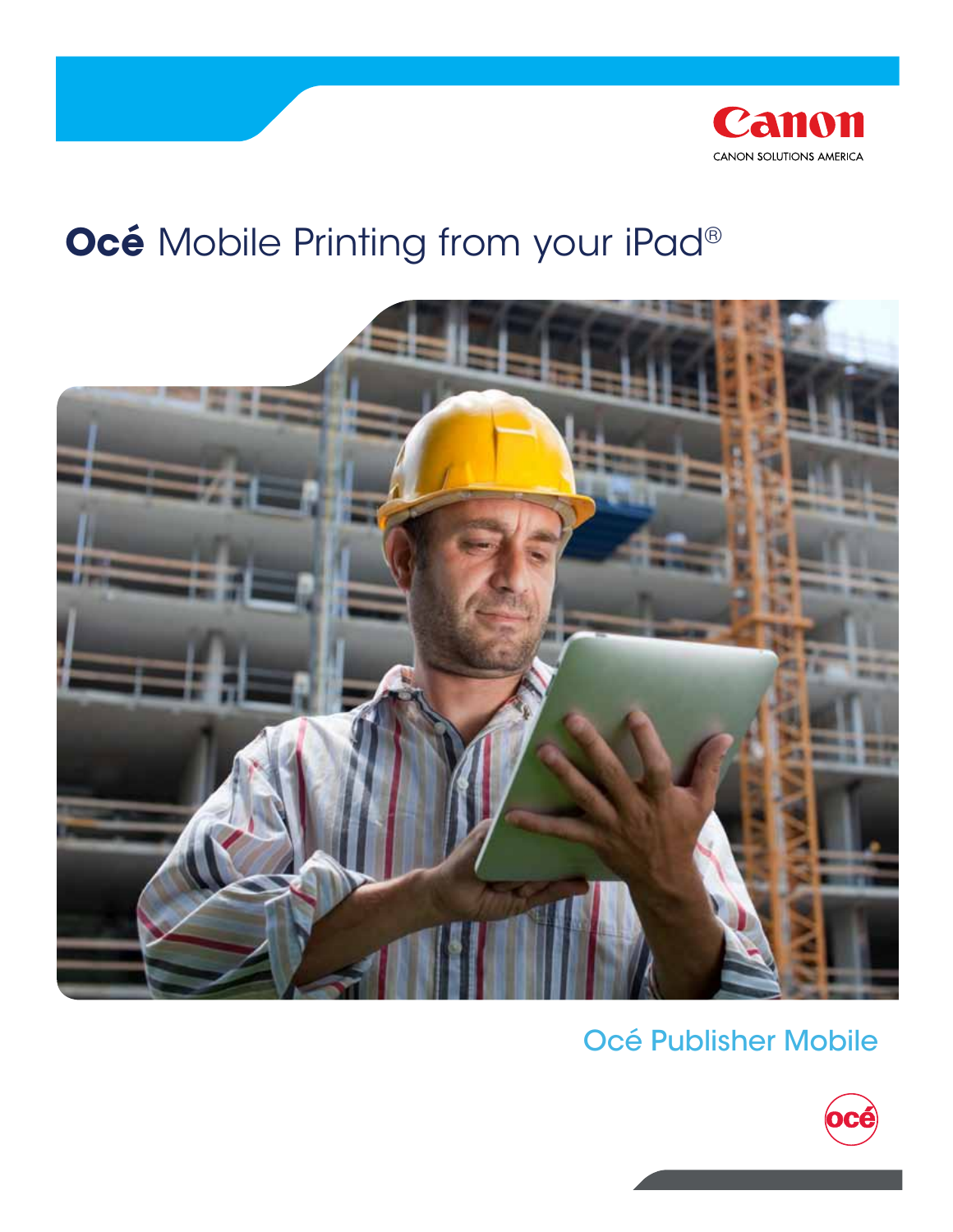Canon

CANON SOLUTIONS AMERICA

# **Océ** Mobile Printing from your iPad®

Océ Publisher Mobile

océ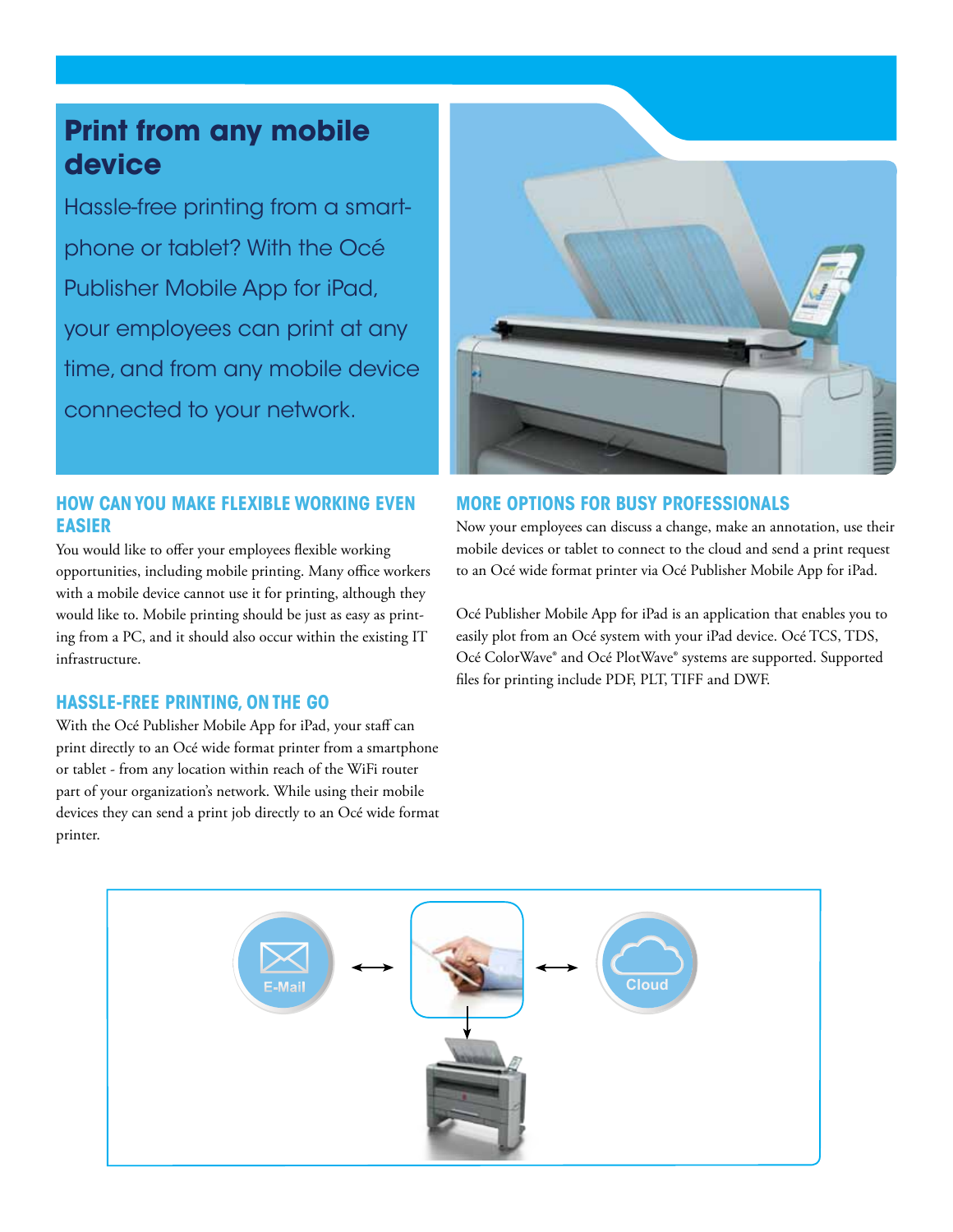# Print from any mobile device

Hassle-free printing from a smart-phone or tablet? With the Océ Publisher Mobile App for iPad, your employees can print at any time, and from any mobile device connected to your network.

## HOW CAN YOU MAKE FLEXIBLE WORKING EVEN EASIER

You would like to offer your employees flexible working opportunities, including mobile printing. Many office workers with a mobile device cannot use it for printing, although they would like to. Mobile printing should be just as easy as printing from a PC, and it should also occur within the existing IT infrastructure.

## HASSLE-FREE PRINTING, ON THE GO

With the Océ Publisher Mobile App for iPad, your staff can print directly to an Océ wide format printer from a smartphone or tablet - from any location within reach of the WiFi router part of your organization's network. While using their mobile devices they can send a print job directly to an Océ wide format printer.

## MORE OPTIONS FOR BUSY PROFESSIONALS

Now your employees can discuss a change, make an annotation, use their mobile devices or tablet to connect to the cloud and send a print request to an Océ wide format printer via Océ Publisher Mobile App for iPad.

Océ Publisher Mobile App for iPad is an application that enables you to easily plot from an Océ system with your iPad device. Océ TCS, TDS, Océ ColorWave® and Océ PlotWave® systems are supported. Supported files for printing include PDF, PLT, TIFF and DWF.

E-Mail

Cloud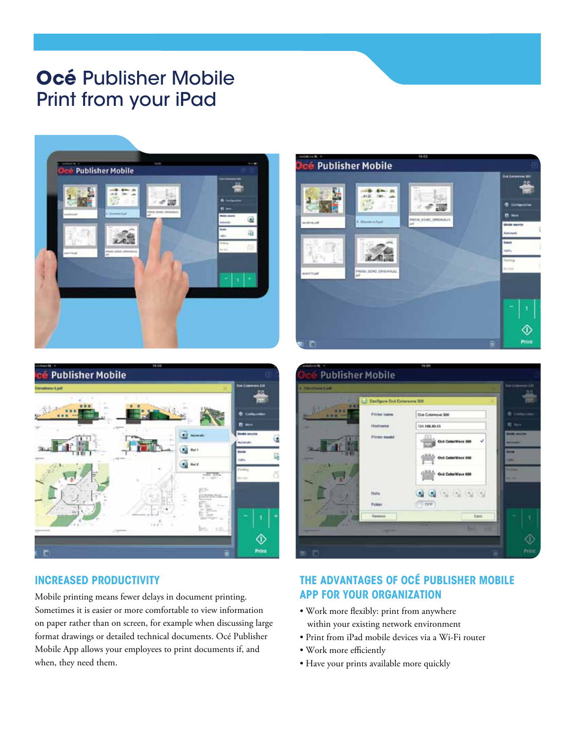# Océ Publisher Mobile
# Print from your iPad

## INCREASED PRODUCTIVITY

Mobile printing means fewer delays in document printing. Sometimes it is easier or more comfortable to view information on paper rather than on screen, for example when discussing large format drawings or detailed technical documents. Océ Publisher Mobile App allows your employees to print documents if, and when, they need them.

## THE ADVANTAGES OF OCÉ PUBLISHER MOBILE APP FOR YOUR ORGANIZATION

- Work more flexibly: print from anywhere within your existing network environment
- Print from iPad mobile devices via a Wi-Fi router
- Work more efficiently
- Have your prints available more quickly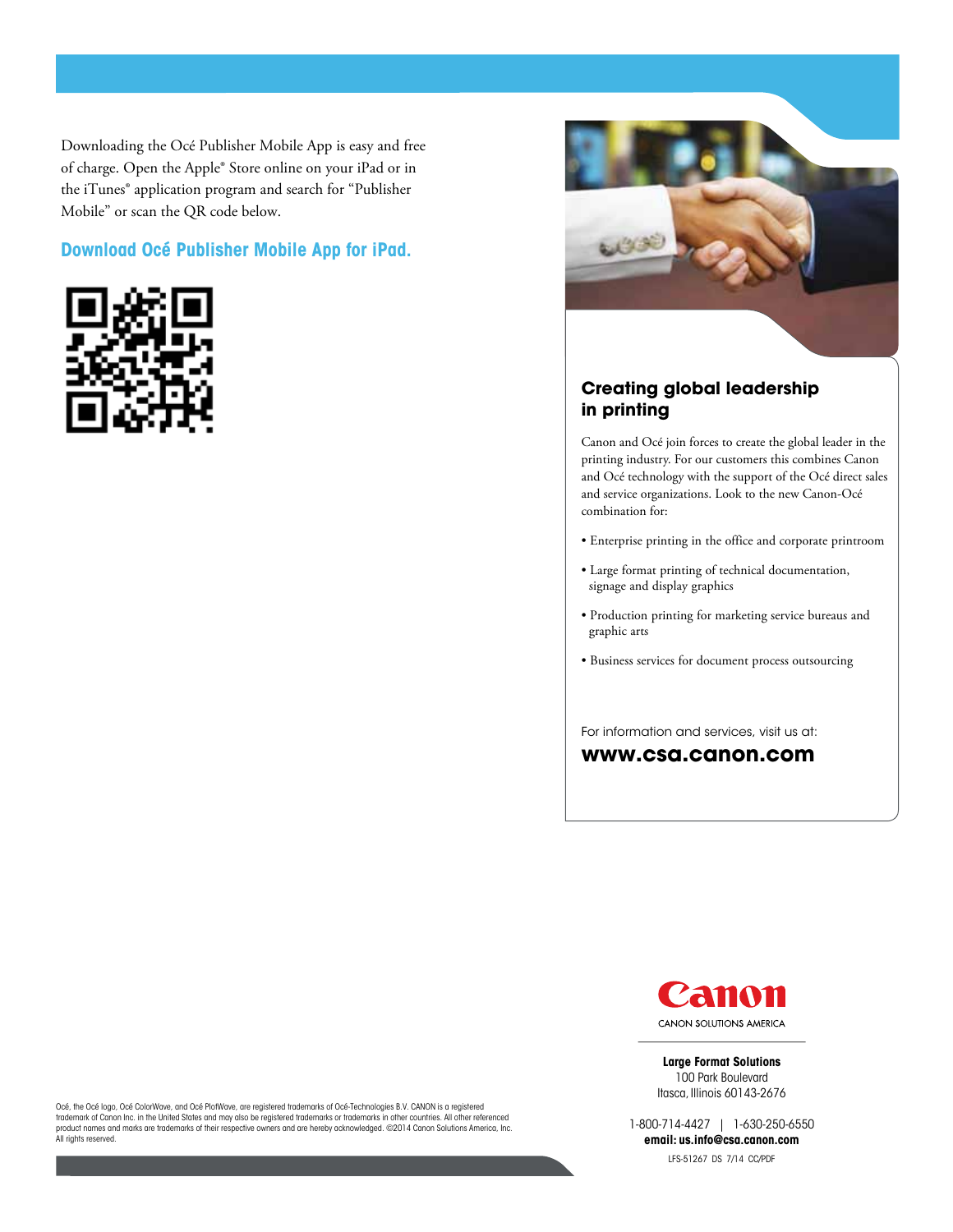Downloading the Océ Publisher Mobile App is easy and free of charge. Open the Apple® Store online on your iPad or in the iTunes® application program and search for "Publisher Mobile" or scan the QR code below.

**Download Océ Publisher Mobile App for iPad.**

## Creating global leadership in printing

Canon and Océ join forces to create the global leader in the printing industry. For our customers this combines Canon and Océ technology with the support of the Océ direct sales and service organizations. Look to the new Canon-Océ combination for:

- Enterprise printing in the office and corporate printroom
- Large format printing of technical documentation, signage and display graphics
- Production printing for marketing service bureaus and graphic arts
- Business services for document process outsourcing

For information and services, visit us at:

**www.csa.canon.com**

Canon

CANON SOLUTIONS AMERICA

**Large Format Solutions**
100 Park Boulevard
Itasca, Illinois 60143-2676

1-800-714-4427 | 1-630-250-6550
**email: us.info@csa.canon.com**

LFS-51267 DS 7/14 CC/PDF

Océ, the Océ logo, Océ ColorWave, and Océ PlotWave, are registered trademarks of Océ-Technologies B.V. CANON is a registered trademark of Canon Inc. in the United States and may also be registered trademarks or trademarks in other countries. All other referenced product names and marks are trademarks of their respective owners and are hereby acknowledged. ©2014 Canon Solutions America, Inc. All rights reserved.